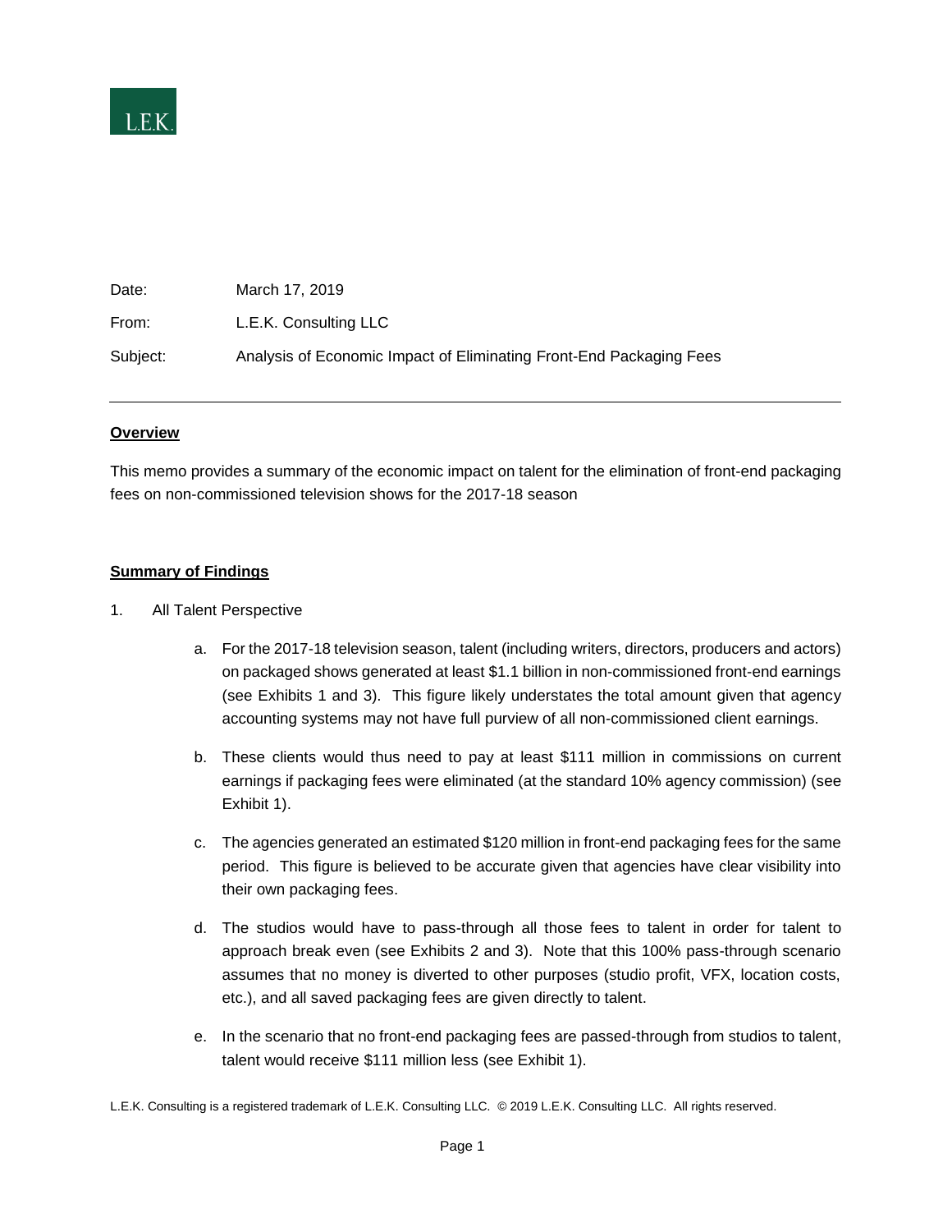L.E.K.

| | |
|---|---|
| Date: | March 17, 2019 |
| From: | L.E.K. Consulting LLC |
| Subject: | Analysis of Economic Impact of Eliminating Front-End Packaging Fees |

---

**Overview**

This memo provides a summary of the economic impact on talent for the elimination of front-end packaging fees on non-commissioned television shows for the 2017-18 season

**Summary of Findings**

1. All Talent Perspective

   a. For the 2017-18 television season, talent (including writers, directors, producers and actors) on packaged shows generated at least $1.1 billion in non-commissioned front-end earnings (see Exhibits 1 and 3). This figure likely understates the total amount given that agency accounting systems may not have full purview of all non-commissioned client earnings.

   b. These clients would thus need to pay at least $111 million in commissions on current earnings if packaging fees were eliminated (at the standard 10% agency commission) (see Exhibit 1).

   c. The agencies generated an estimated $120 million in front-end packaging fees for the same period. This figure is believed to be accurate given that agencies have clear visibility into their own packaging fees.

   d. The studios would have to pass-through all those fees to talent in order for talent to approach break even (see Exhibits 2 and 3). Note that this 100% pass-through scenario assumes that no money is diverted to other purposes (studio profit, VFX, location costs, etc.), and all saved packaging fees are given directly to talent.

   e. In the scenario that no front-end packaging fees are passed-through from studios to talent, talent would receive $111 million less (see Exhibit 1).

L.E.K. Consulting is a registered trademark of L.E.K. Consulting LLC. © 2019 L.E.K. Consulting LLC. All rights reserved.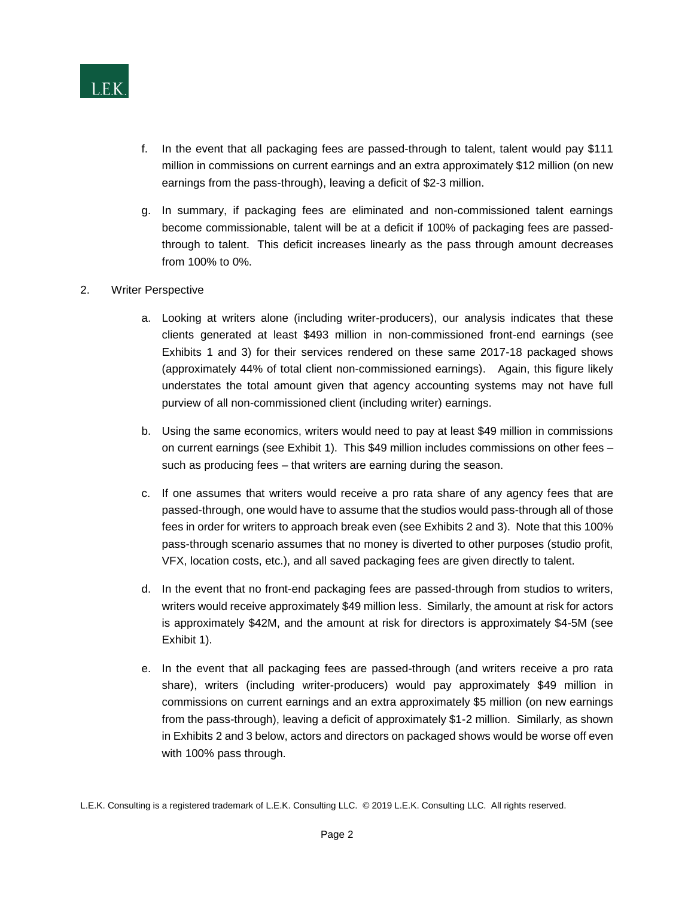f. In the event that all packaging fees are passed-through to talent, talent would pay $111 million in commissions on current earnings and an extra approximately $12 million (on new earnings from the pass-through), leaving a deficit of $2-3 million.

g. In summary, if packaging fees are eliminated and non-commissioned talent earnings become commissionable, talent will be at a deficit if 100% of packaging fees are passed-through to talent. This deficit increases linearly as the pass through amount decreases from 100% to 0%.

2. Writer Perspective

a. Looking at writers alone (including writer-producers), our analysis indicates that these clients generated at least $493 million in non-commissioned front-end earnings (see Exhibits 1 and 3) for their services rendered on these same 2017-18 packaged shows (approximately 44% of total client non-commissioned earnings). Again, this figure likely understates the total amount given that agency accounting systems may not have full purview of all non-commissioned client (including writer) earnings.

b. Using the same economics, writers would need to pay at least $49 million in commissions on current earnings (see Exhibit 1). This $49 million includes commissions on other fees – such as producing fees – that writers are earning during the season.

c. If one assumes that writers would receive a pro rata share of any agency fees that are passed-through, one would have to assume that the studios would pass-through all of those fees in order for writers to approach break even (see Exhibits 2 and 3). Note that this 100% pass-through scenario assumes that no money is diverted to other purposes (studio profit, VFX, location costs, etc.), and all saved packaging fees are given directly to talent.

d. In the event that no front-end packaging fees are passed-through from studios to writers, writers would receive approximately $49 million less. Similarly, the amount at risk for actors is approximately $42M, and the amount at risk for directors is approximately $4-5M (see Exhibit 1).

e. In the event that all packaging fees are passed-through (and writers receive a pro rata share), writers (including writer-producers) would pay approximately $49 million in commissions on current earnings and an extra approximately $5 million (on new earnings from the pass-through), leaving a deficit of approximately $1-2 million. Similarly, as shown in Exhibits 2 and 3 below, actors and directors on packaged shows would be worse off even with 100% pass through.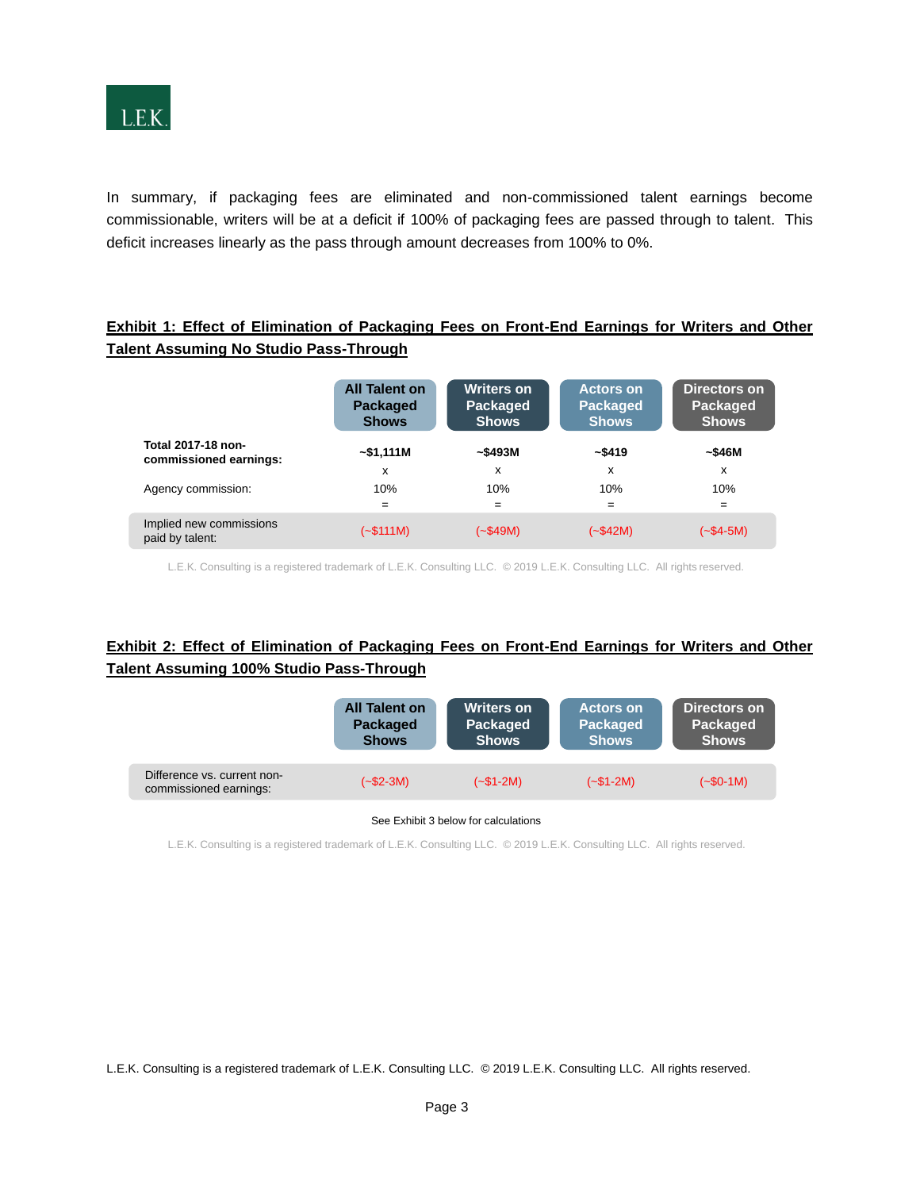In summary, if packaging fees are eliminated and non-commissioned talent earnings become commissionable, writers will be at a deficit if 100% of packaging fees are passed through to talent. This deficit increases linearly as the pass through amount decreases from 100% to 0%.

**Exhibit 1: Effect of Elimination of Packaging Fees on Front-End Earnings for Writers and Other Talent Assuming No Studio Pass-Through**

| | All Talent on Packaged Shows | Writers on Packaged Shows | Actors on Packaged Shows | Directors on Packaged Shows |
|---|---|---|---|---|
| **Total 2017-18 non-commissioned earnings:** | **~$1,111M** | **~$493M** | **~$419** | **~$46M** |
| | x | x | x | x |
| Agency commission: | 10% | 10% | 10% | 10% |
| | = | = | = | = |
| Implied new commissions paid by talent: | (~$111M) | (~$49M) | (~$42M) | (~$4-5M) |

L.E.K. Consulting is a registered trademark of L.E.K. Consulting LLC. © 2019 L.E.K. Consulting LLC. All rights reserved.

**Exhibit 2: Effect of Elimination of Packaging Fees on Front-End Earnings for Writers and Other Talent Assuming 100% Studio Pass-Through**

| | All Talent on Packaged Shows | Writers on Packaged Shows | Actors on Packaged Shows | Directors on Packaged Shows |
|---|---|---|---|---|
| Difference vs. current non-commissioned earnings: | (~$2-3M) | (~$1-2M) | (~$1-2M) | (~$0-1M) |

See Exhibit 3 below for calculations

L.E.K. Consulting is a registered trademark of L.E.K. Consulting LLC. © 2019 L.E.K. Consulting LLC. All rights reserved.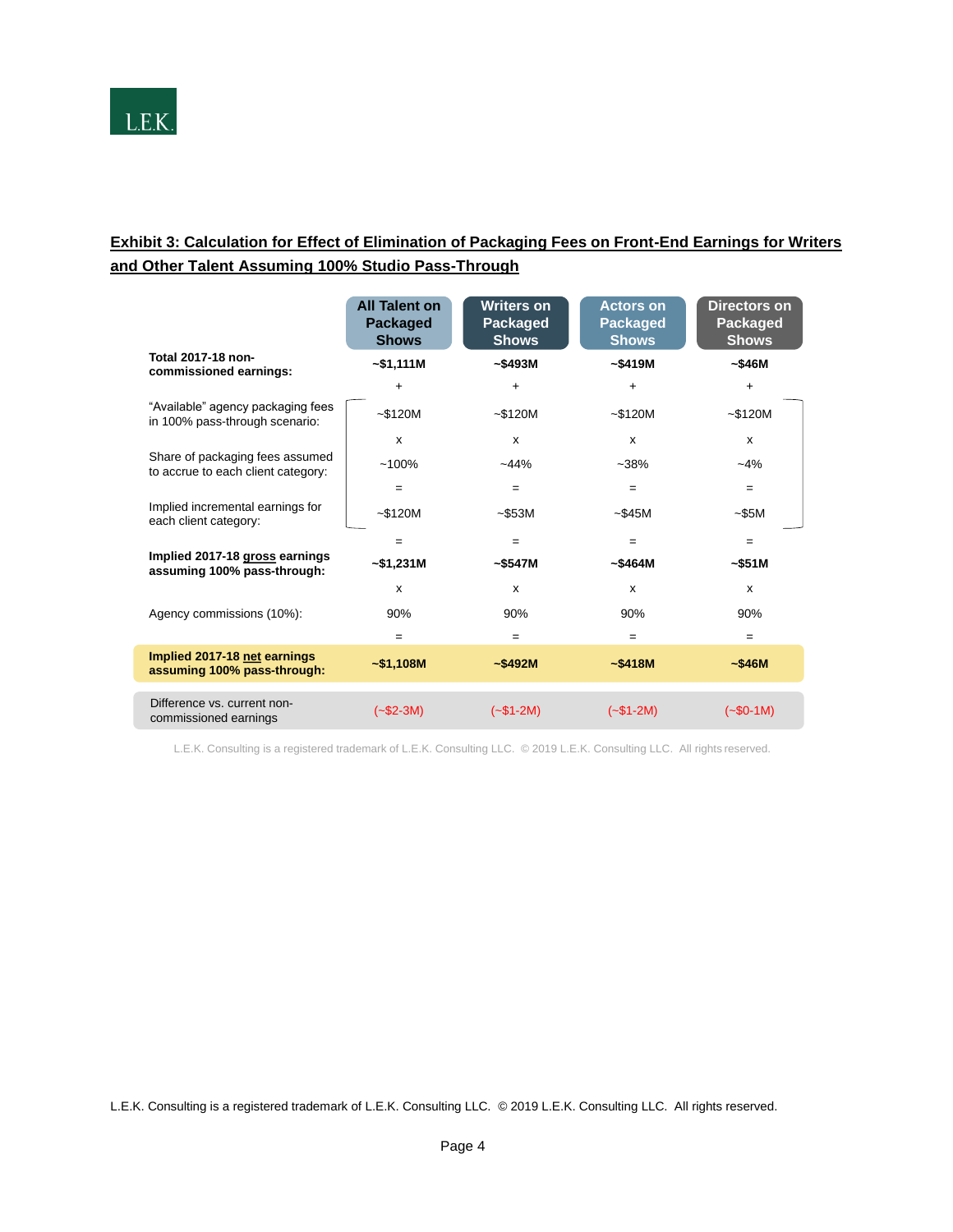**Exhibit 3: Calculation for Effect of Elimination of Packaging Fees on Front-End Earnings for Writers and Other Talent Assuming 100% Studio Pass-Through**

| | All Talent on Packaged Shows | Writers on Packaged Shows | Actors on Packaged Shows | Directors on Packaged Shows |
|---|---|---|---|---|
| **Total 2017-18 non-commissioned earnings:** | **~$1,111M** | **~$493M** | **~$419M** | **~$46M** |
| | + | + | + | + |
| "Available" agency packaging fees in 100% pass-through scenario: | ~$120M | ~$120M | ~$120M | ~$120M |
| | x | x | x | x |
| Share of packaging fees assumed to accrue to each client category: | ~100% | ~44% | ~38% | ~4% |
| | = | = | = | = |
| Implied incremental earnings for each client category: | ~$120M | ~$53M | ~$45M | ~$5M |
| | = | = | = | = |
| **Implied 2017-18 gross earnings assuming 100% pass-through:** | **~$1,231M** | **~$547M** | **~$464M** | **~$51M** |
| | x | x | x | x |
| Agency commissions (10%): | 90% | 90% | 90% | 90% |
| | = | = | = | = |
| **Implied 2017-18 net earnings assuming 100% pass-through:** | **~$1,108M** | **~$492M** | **~$418M** | **~$46M** |
| Difference vs. current non-commissioned earnings | (~$2-3M) | (~$1-2M) | (~$1-2M) | (~$0-1M) |

L.E.K. Consulting is a registered trademark of L.E.K. Consulting LLC. © 2019 L.E.K. Consulting LLC. All rights reserved.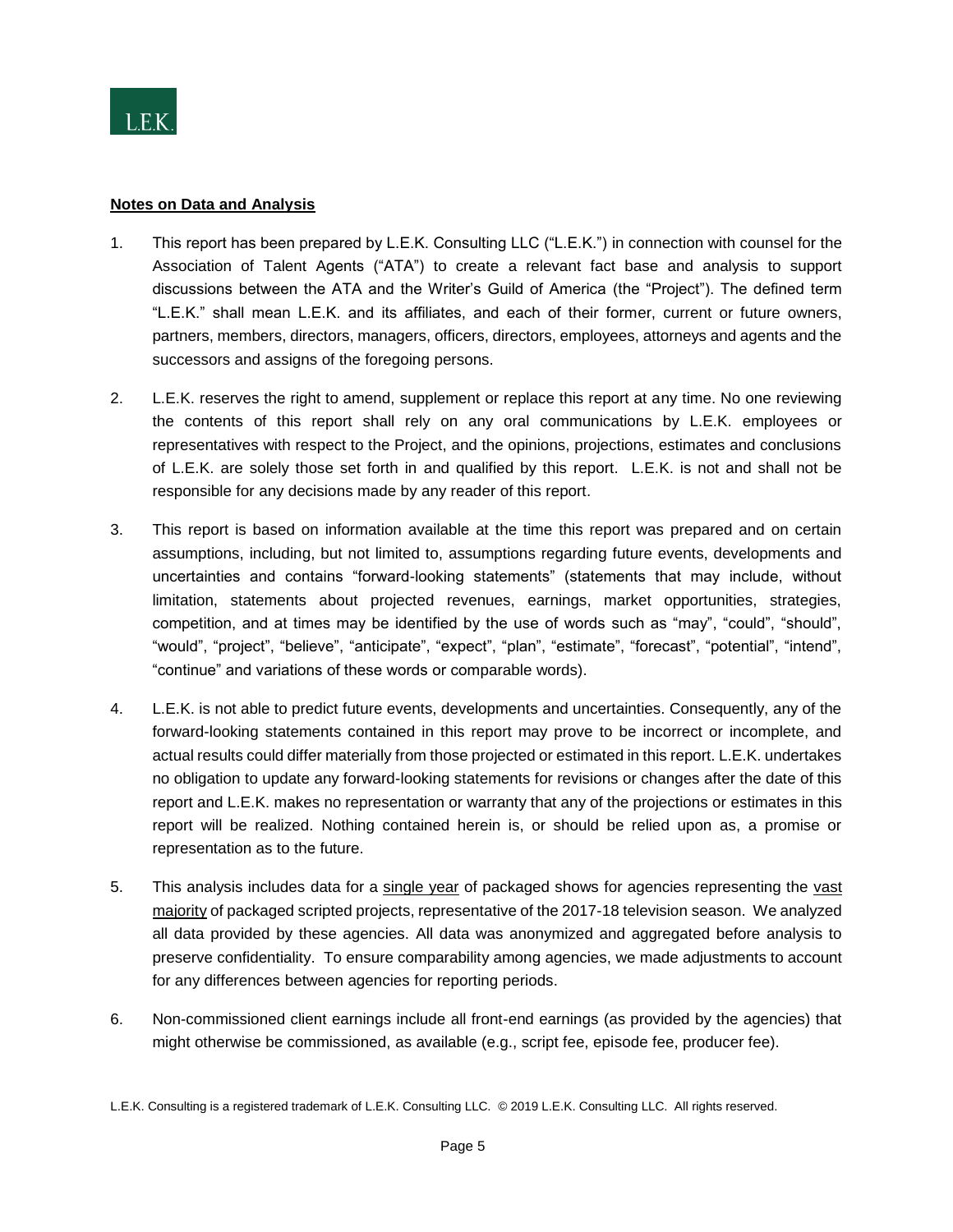L.E.K.

**Notes on Data and Analysis**

1. This report has been prepared by L.E.K. Consulting LLC ("L.E.K.") in connection with counsel for the Association of Talent Agents ("ATA") to create a relevant fact base and analysis to support discussions between the ATA and the Writer's Guild of America (the "Project"). The defined term "L.E.K." shall mean L.E.K. and its affiliates, and each of their former, current or future owners, partners, members, directors, managers, officers, directors, employees, attorneys and agents and the successors and assigns of the foregoing persons.

2. L.E.K. reserves the right to amend, supplement or replace this report at any time. No one reviewing the contents of this report shall rely on any oral communications by L.E.K. employees or representatives with respect to the Project, and the opinions, projections, estimates and conclusions of L.E.K. are solely those set forth in and qualified by this report. L.E.K. is not and shall not be responsible for any decisions made by any reader of this report.

3. This report is based on information available at the time this report was prepared and on certain assumptions, including, but not limited to, assumptions regarding future events, developments and uncertainties and contains "forward-looking statements" (statements that may include, without limitation, statements about projected revenues, earnings, market opportunities, strategies, competition, and at times may be identified by the use of words such as "may", "could", "should", "would", "project", "believe", "anticipate", "expect", "plan", "estimate", "forecast", "potential", "intend", "continue" and variations of these words or comparable words).

4. L.E.K. is not able to predict future events, developments and uncertainties. Consequently, any of the forward-looking statements contained in this report may prove to be incorrect or incomplete, and actual results could differ materially from those projected or estimated in this report. L.E.K. undertakes no obligation to update any forward-looking statements for revisions or changes after the date of this report and L.E.K. makes no representation or warranty that any of the projections or estimates in this report will be realized. Nothing contained herein is, or should be relied upon as, a promise or representation as to the future.

5. This analysis includes data for a single year of packaged shows for agencies representing the vast majority of packaged scripted projects, representative of the 2017-18 television season. We analyzed all data provided by these agencies. All data was anonymized and aggregated before analysis to preserve confidentiality. To ensure comparability among agencies, we made adjustments to account for any differences between agencies for reporting periods.

6. Non-commissioned client earnings include all front-end earnings (as provided by the agencies) that might otherwise be commissioned, as available (e.g., script fee, episode fee, producer fee).

L.E.K. Consulting is a registered trademark of L.E.K. Consulting LLC. © 2019 L.E.K. Consulting LLC. All rights reserved.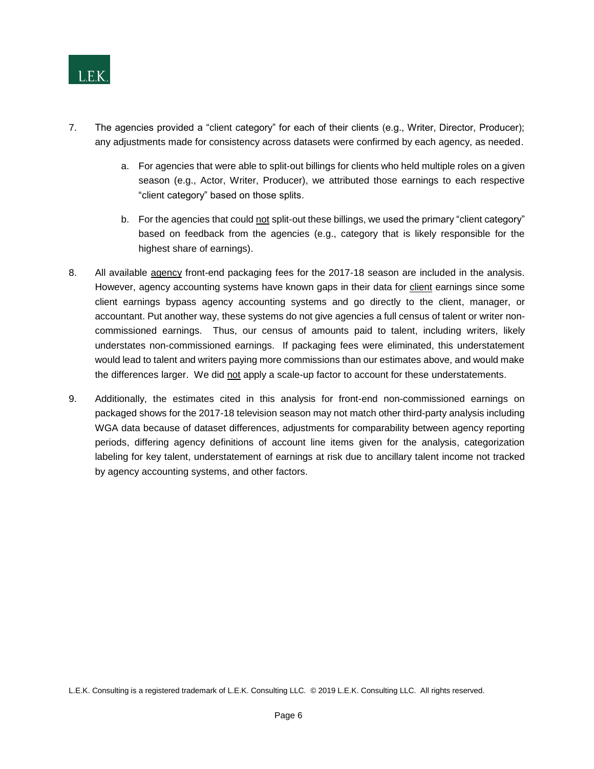7. The agencies provided a "client category" for each of their clients (e.g., Writer, Director, Producer); any adjustments made for consistency across datasets were confirmed by each agency, as needed.

   a. For agencies that were able to split-out billings for clients who held multiple roles on a given season (e.g., Actor, Writer, Producer), we attributed those earnings to each respective "client category" based on those splits.

   b. For the agencies that could <u>not</u> split-out these billings, we used the primary "client category" based on feedback from the agencies (e.g., category that is likely responsible for the highest share of earnings).

8. All available <u>agency</u> front-end packaging fees for the 2017-18 season are included in the analysis. However, agency accounting systems have known gaps in their data for <u>client</u> earnings since some client earnings bypass agency accounting systems and go directly to the client, manager, or accountant. Put another way, these systems do not give agencies a full census of talent or writer non-commissioned earnings. Thus, our census of amounts paid to talent, including writers, likely understates non-commissioned earnings. If packaging fees were eliminated, this understatement would lead to talent and writers paying more commissions than our estimates above, and would make the differences larger. We did <u>not</u> apply a scale-up factor to account for these understatements.

9. Additionally, the estimates cited in this analysis for front-end non-commissioned earnings on packaged shows for the 2017-18 television season may not match other third-party analysis including WGA data because of dataset differences, adjustments for comparability between agency reporting periods, differing agency definitions of account line items given for the analysis, categorization labeling for key talent, understatement of earnings at risk due to ancillary talent income not tracked by agency accounting systems, and other factors.